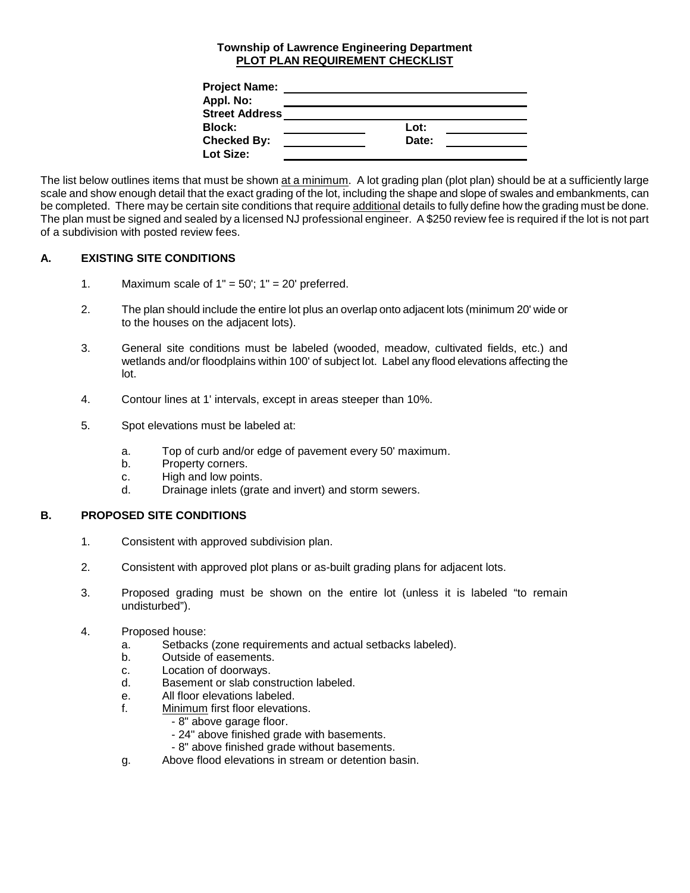**Township of Lawrence Engineering Department**
**PLOT PLAN REQUIREMENT CHECKLIST**

| | | | |
|---|---|---|---|
| **Project Name:** | | | |
| **Appl. No:** | | | |
| **Street Address** | | | |
| **Block:** | | **Lot:** | |
| **Checked By:** | | **Date:** | |
| **Lot Size:** | | | |

The list below outlines items that must be shown at a minimum. A lot grading plan (plot plan) should be at a sufficiently large scale and show enough detail that the exact grading of the lot, including the shape and slope of swales and embankments, can be completed. There may be certain site conditions that require additional details to fully define how the grading must be done. The plan must be signed and sealed by a licensed NJ professional engineer. A $250 review fee is required if the lot is not part of a subdivision with posted review fees.

## A. EXISTING SITE CONDITIONS

1. Maximum scale of 1" = 50'; 1" = 20' preferred.

2. The plan should include the entire lot plus an overlap onto adjacent lots (minimum 20' wide or to the houses on the adjacent lots).

3. General site conditions must be labeled (wooded, meadow, cultivated fields, etc.) and wetlands and/or floodplains within 100' of subject lot. Label any flood elevations affecting the lot.

4. Contour lines at 1' intervals, except in areas steeper than 10%.

5. Spot elevations must be labeled at:

   a. Top of curb and/or edge of pavement every 50' maximum.
   b. Property corners.
   c. High and low points.
   d. Drainage inlets (grate and invert) and storm sewers.

## B. PROPOSED SITE CONDITIONS

1. Consistent with approved subdivision plan.

2. Consistent with approved plot plans or as-built grading plans for adjacent lots.

3. Proposed grading must be shown on the entire lot (unless it is labeled "to remain undisturbed").

4. Proposed house:
   a. Setbacks (zone requirements and actual setbacks labeled).
   b. Outside of easements.
   c. Location of doorways.
   d. Basement or slab construction labeled.
   e. All floor elevations labeled.
   f. Minimum first floor elevations.
      - 8" above garage floor.
      - 24" above finished grade with basements.
      - 8" above finished grade without basements.
   g. Above flood elevations in stream or detention basin.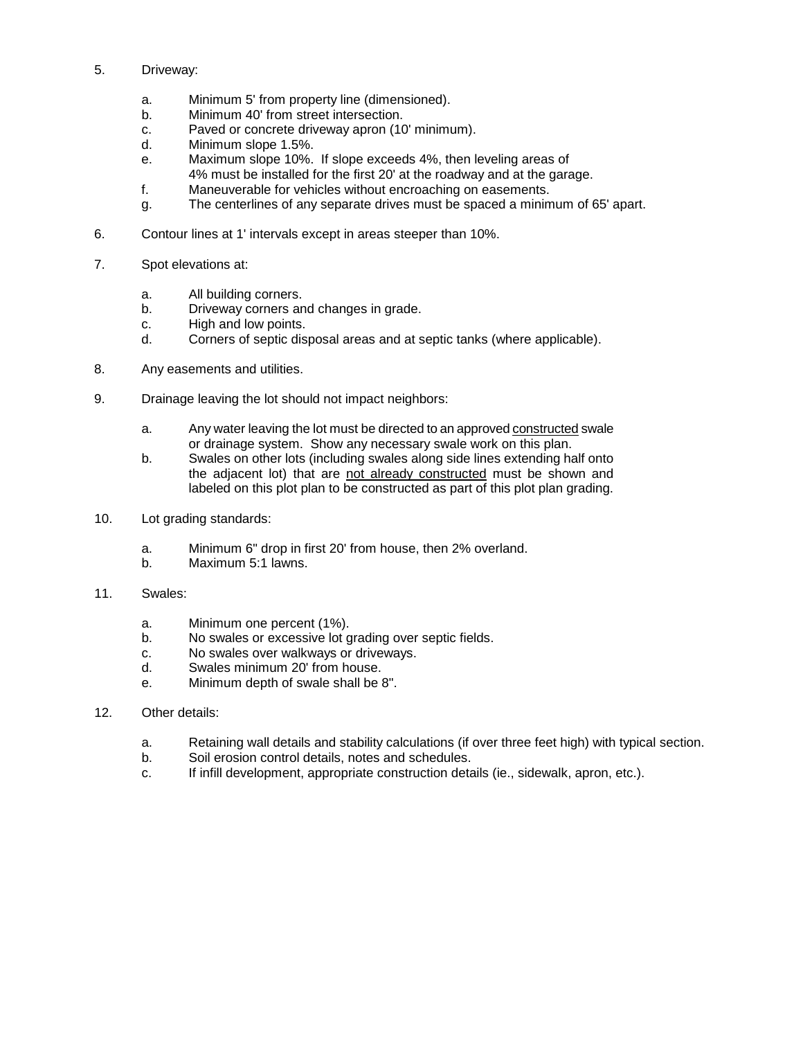5. Driveway:

   a. Minimum 5' from property line (dimensioned).
   b. Minimum 40' from street intersection.
   c. Paved or concrete driveway apron (10' minimum).
   d. Minimum slope 1.5%.
   e. Maximum slope 10%. If slope exceeds 4%, then leveling areas of 4% must be installed for the first 20' at the roadway and at the garage.
   f. Maneuverable for vehicles without encroaching on easements.
   g. The centerlines of any separate drives must be spaced a minimum of 65' apart.

6. Contour lines at 1' intervals except in areas steeper than 10%.

7. Spot elevations at:

   a. All building corners.
   b. Driveway corners and changes in grade.
   c. High and low points.
   d. Corners of septic disposal areas and at septic tanks (where applicable).

8. Any easements and utilities.

9. Drainage leaving the lot should not impact neighbors:

   a. Any water leaving the lot must be directed to an approved <u>constructed</u> swale or drainage system. Show any necessary swale work on this plan.
   b. Swales on other lots (including swales along side lines extending half onto the adjacent lot) that are <u>not already constructed</u> must be shown and labeled on this plot plan to be constructed as part of this plot plan grading.

10. Lot grading standards:

    a. Minimum 6" drop in first 20' from house, then 2% overland.
    b. Maximum 5:1 lawns.

11. Swales:

    a. Minimum one percent (1%).
    b. No swales or excessive lot grading over septic fields.
    c. No swales over walkways or driveways.
    d. Swales minimum 20' from house.
    e. Minimum depth of swale shall be 8".

12. Other details:

    a. Retaining wall details and stability calculations (if over three feet high) with typical section.
    b. Soil erosion control details, notes and schedules.
    c. If infill development, appropriate construction details (ie., sidewalk, apron, etc.).